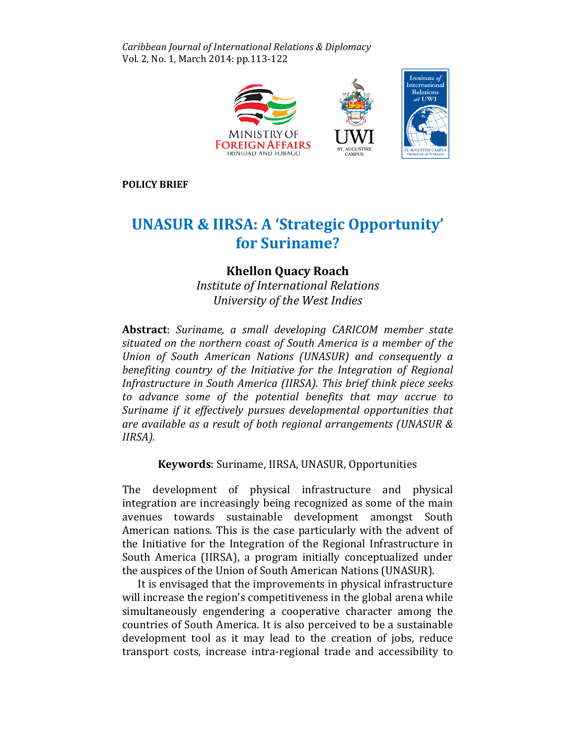POLICY BRIEF

# UNASUR & IIRSA: A 'Strategic Opportunity' for Suriname?

**Khellon Quacy Roach**
*Institute of International Relations*
*University of the West Indies*

**Abstract**: *Suriname, a small developing CARICOM member state situated on the northern coast of South America is a member of the Union of South American Nations (UNASUR) and consequently a benefiting country of the Initiative for the Integration of Regional Infrastructure in South America (IIRSA). This brief think piece seeks to advance some of the potential benefits that may accrue to Suriname if it effectively pursues developmental opportunities that are available as a result of both regional arrangements (UNASUR & IIRSA).*

**Keywords**: Suriname, IIRSA, UNASUR, Opportunities

The development of physical infrastructure and physical integration are increasingly being recognized as some of the main avenues towards sustainable development amongst South American nations. This is the case particularly with the advent of the Initiative for the Integration of the Regional Infrastructure in South America (IIRSA), a program initially conceptualized under the auspices of the Union of South American Nations (UNASUR).

It is envisaged that the improvements in physical infrastructure will increase the region's competitiveness in the global arena while simultaneously engendering a cooperative character among the countries of South America. It is also perceived to be a sustainable development tool as it may lead to the creation of jobs, reduce transport costs, increase intra-regional trade and accessibility to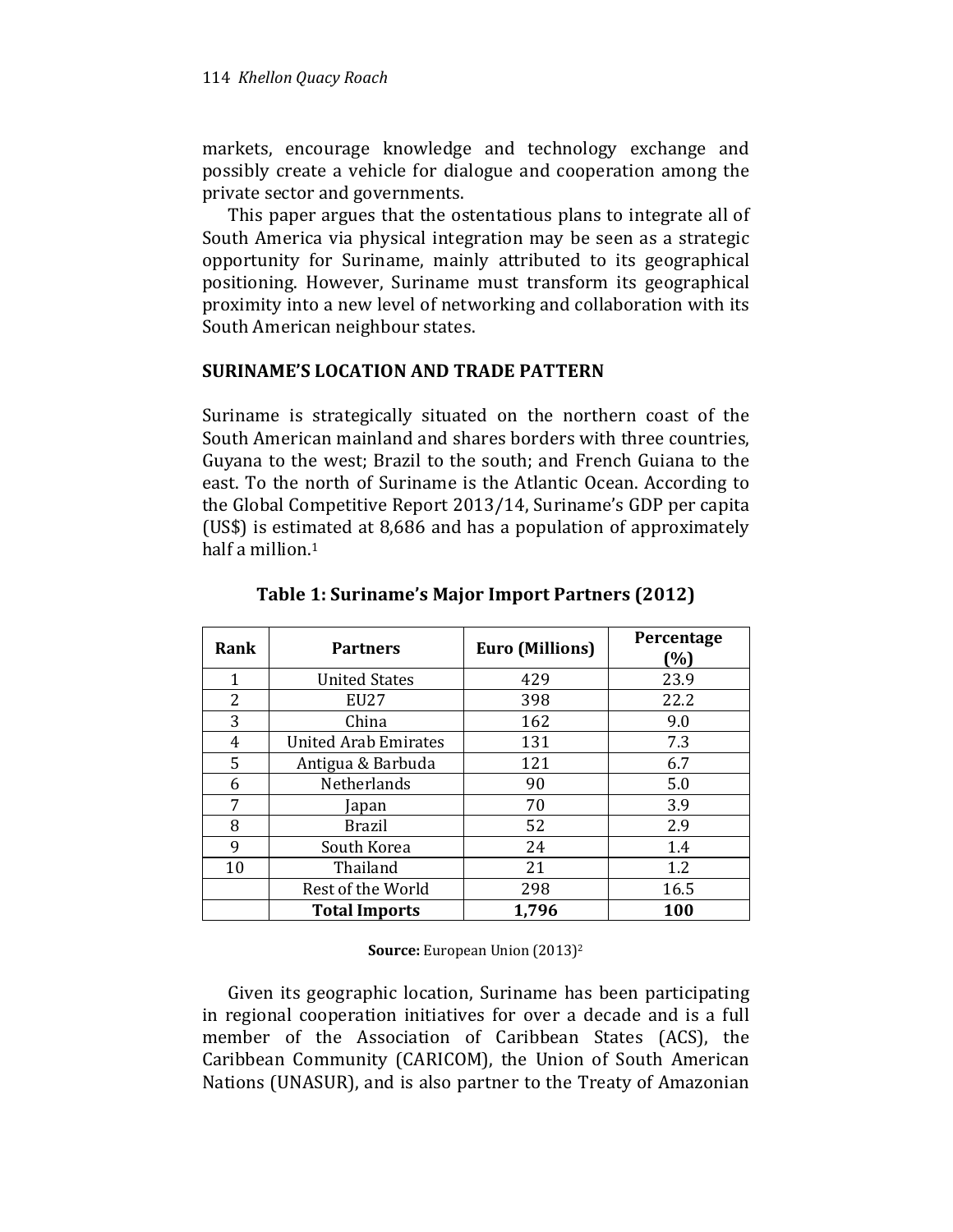markets, encourage knowledge and technology exchange and possibly create a vehicle for dialogue and cooperation among the private sector and governments.

This paper argues that the ostentatious plans to integrate all of South America via physical integration may be seen as a strategic opportunity for Suriname, mainly attributed to its geographical positioning. However, Suriname must transform its geographical proximity into a new level of networking and collaboration with its South American neighbour states.

## SURINAME'S LOCATION AND TRADE PATTERN

Suriname is strategically situated on the northern coast of the South American mainland and shares borders with three countries, Guyana to the west; Brazil to the south; and French Guiana to the east. To the north of Suriname is the Atlantic Ocean. According to the Global Competitive Report 2013/14, Suriname's GDP per capita (US$) is estimated at 8,686 and has a population of approximately half a million.[1]

**Table 1: Suriname's Major Import Partners (2012)**

| Rank | Partners | Euro (Millions) | Percentage (%) |
|---|---|---|---|
| 1 | United States | 429 | 23.9 |
| 2 | EU27 | 398 | 22.2 |
| 3 | China | 162 | 9.0 |
| 4 | United Arab Emirates | 131 | 7.3 |
| 5 | Antigua & Barbuda | 121 | 6.7 |
| 6 | Netherlands | 90 | 5.0 |
| 7 | Japan | 70 | 3.9 |
| 8 | Brazil | 52 | 2.9 |
| 9 | South Korea | 24 | 1.4 |
| 10 | Thailand | 21 | 1.2 |
| | Rest of the World | 298 | 16.5 |
| | **Total Imports** | **1,796** | **100** |

**Source:** European Union (2013)[2]

Given its geographic location, Suriname has been participating in regional cooperation initiatives for over a decade and is a full member of the Association of Caribbean States (ACS), the Caribbean Community (CARICOM), the Union of South American Nations (UNASUR), and is also partner to the Treaty of Amazonian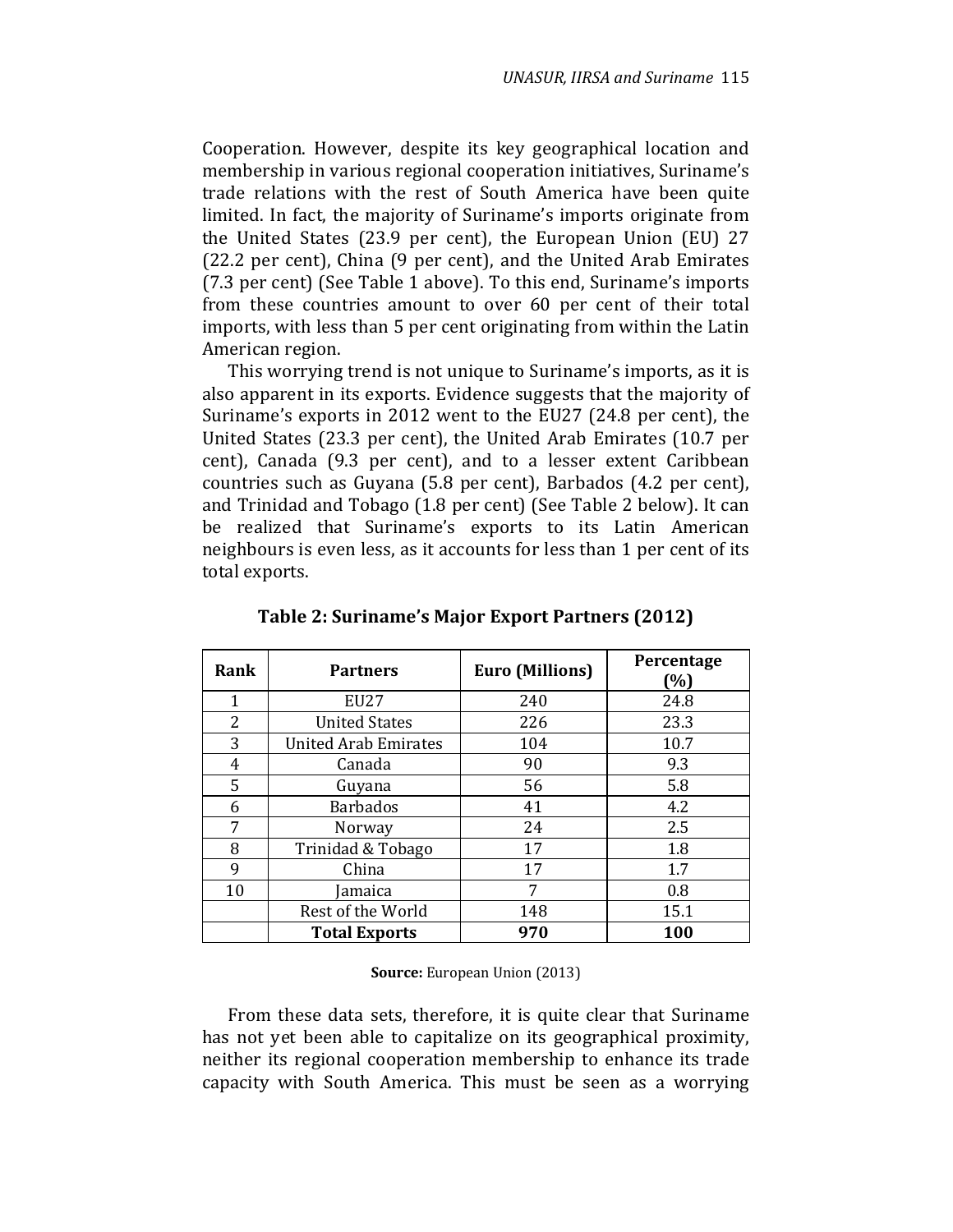Cooperation. However, despite its key geographical location and membership in various regional cooperation initiatives, Suriname's trade relations with the rest of South America have been quite limited. In fact, the majority of Suriname's imports originate from the United States (23.9 per cent), the European Union (EU) 27 (22.2 per cent), China (9 per cent), and the United Arab Emirates (7.3 per cent) (See Table 1 above). To this end, Suriname's imports from these countries amount to over 60 per cent of their total imports, with less than 5 per cent originating from within the Latin American region.

This worrying trend is not unique to Suriname's imports, as it is also apparent in its exports. Evidence suggests that the majority of Suriname's exports in 2012 went to the EU27 (24.8 per cent), the United States (23.3 per cent), the United Arab Emirates (10.7 per cent), Canada (9.3 per cent), and to a lesser extent Caribbean countries such as Guyana (5.8 per cent), Barbados (4.2 per cent), and Trinidad and Tobago (1.8 per cent) (See Table 2 below). It can be realized that Suriname's exports to its Latin American neighbours is even less, as it accounts for less than 1 per cent of its total exports.

**Table 2: Suriname's Major Export Partners (2012)**

| Rank | Partners | Euro (Millions) | Percentage (%) |
|---|---|---|---|
| 1 | EU27 | 240 | 24.8 |
| 2 | United States | 226 | 23.3 |
| 3 | United Arab Emirates | 104 | 10.7 |
| 4 | Canada | 90 | 9.3 |
| 5 | Guyana | 56 | 5.8 |
| 6 | Barbados | 41 | 4.2 |
| 7 | Norway | 24 | 2.5 |
| 8 | Trinidad & Tobago | 17 | 1.8 |
| 9 | China | 17 | 1.7 |
| 10 | Jamaica | 7 | 0.8 |
| | Rest of the World | 148 | 15.1 |
| | **Total Exports** | **970** | **100** |

**Source:** European Union (2013)

From these data sets, therefore, it is quite clear that Suriname has not yet been able to capitalize on its geographical proximity, neither its regional cooperation membership to enhance its trade capacity with South America. This must be seen as a worrying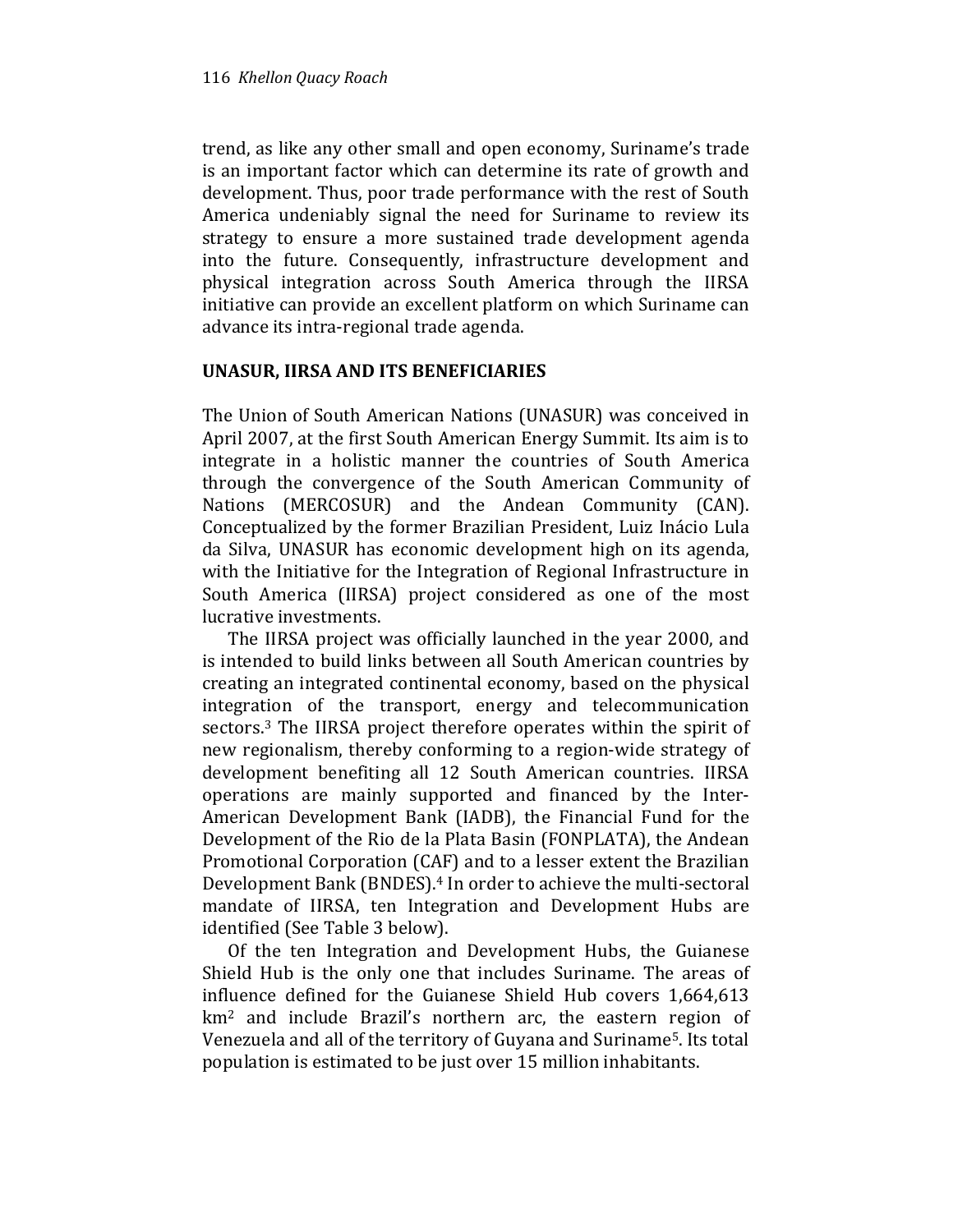trend, as like any other small and open economy, Suriname's trade is an important factor which can determine its rate of growth and development. Thus, poor trade performance with the rest of South America undeniably signal the need for Suriname to review its strategy to ensure a more sustained trade development agenda into the future. Consequently, infrastructure development and physical integration across South America through the IIRSA initiative can provide an excellent platform on which Suriname can advance its intra-regional trade agenda.

## UNASUR, IIRSA AND ITS BENEFICIARIES

The Union of South American Nations (UNASUR) was conceived in April 2007, at the first South American Energy Summit. Its aim is to integrate in a holistic manner the countries of South America through the convergence of the South American Community of Nations (MERCOSUR) and the Andean Community (CAN). Conceptualized by the former Brazilian President, Luiz Inácio Lula da Silva, UNASUR has economic development high on its agenda, with the Initiative for the Integration of Regional Infrastructure in South America (IIRSA) project considered as one of the most lucrative investments.

The IIRSA project was officially launched in the year 2000, and is intended to build links between all South American countries by creating an integrated continental economy, based on the physical integration of the transport, energy and telecommunication sectors.[3] The IIRSA project therefore operates within the spirit of new regionalism, thereby conforming to a region-wide strategy of development benefiting all 12 South American countries. IIRSA operations are mainly supported and financed by the Inter-American Development Bank (IADB), the Financial Fund for the Development of the Rio de la Plata Basin (FONPLATA), the Andean Promotional Corporation (CAF) and to a lesser extent the Brazilian Development Bank (BNDES).[4] In order to achieve the multi-sectoral mandate of IIRSA, ten Integration and Development Hubs are identified (See Table 3 below).

Of the ten Integration and Development Hubs, the Guianese Shield Hub is the only one that includes Suriname. The areas of influence defined for the Guianese Shield Hub covers 1,664,613 km$^2$ and include Brazil's northern arc, the eastern region of Venezuela and all of the territory of Guyana and Suriname[5]. Its total population is estimated to be just over 15 million inhabitants.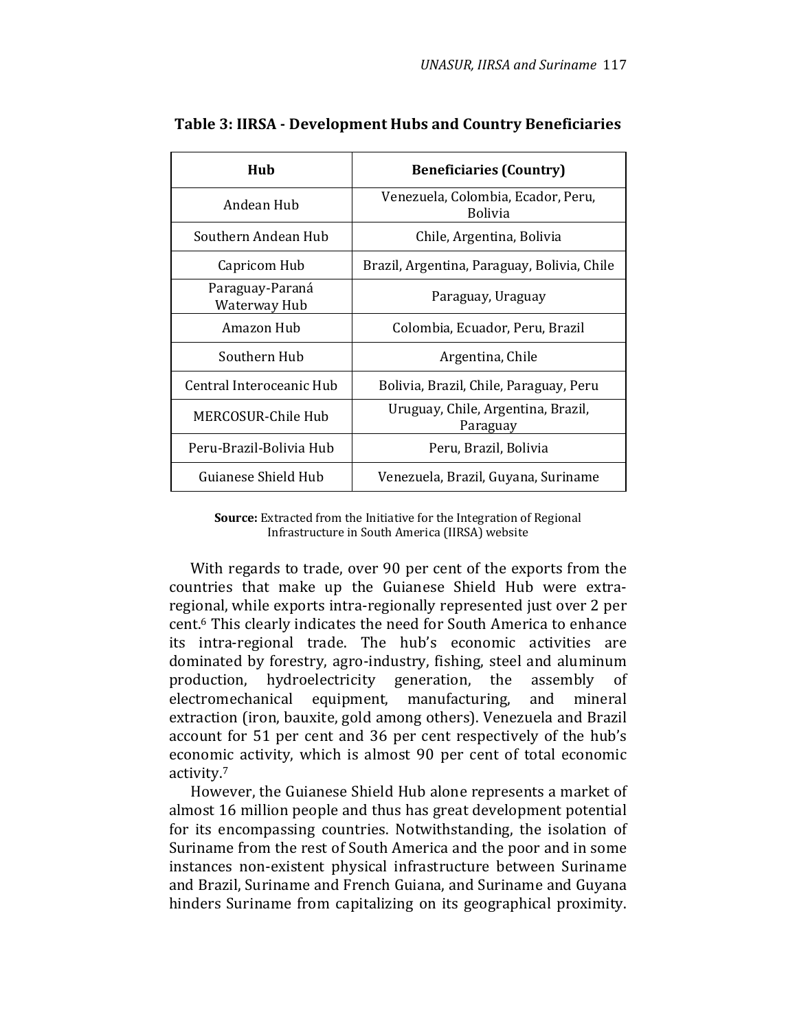**Table 3: IIRSA - Development Hubs and Country Beneficiaries**

| Hub | Beneficiaries (Country) |
|---|---|
| Andean Hub | Venezuela, Colombia, Ecador, Peru, Bolivia |
| Southern Andean Hub | Chile, Argentina, Bolivia |
| Capricom Hub | Brazil, Argentina, Paraguay, Bolivia, Chile |
| Paraguay-Paraná Waterway Hub | Paraguay, Uraguay |
| Amazon Hub | Colombia, Ecuador, Peru, Brazil |
| Southern Hub | Argentina, Chile |
| Central Interoceanic Hub | Bolivia, Brazil, Chile, Paraguay, Peru |
| MERCOSUR-Chile Hub | Uruguay, Chile, Argentina, Brazil, Paraguay |
| Peru-Brazil-Bolivia Hub | Peru, Brazil, Bolivia |
| Guianese Shield Hub | Venezuela, Brazil, Guyana, Suriname |

**Source:** Extracted from the Initiative for the Integration of Regional Infrastructure in South America (IIRSA) website

With regards to trade, over 90 per cent of the exports from the countries that make up the Guianese Shield Hub were extra-regional, while exports intra-regionally represented just over 2 per cent.[6] This clearly indicates the need for South America to enhance its intra-regional trade. The hub's economic activities are dominated by forestry, agro-industry, fishing, steel and aluminum production, hydroelectricity generation, the assembly of electromechanical equipment, manufacturing, and mineral extraction (iron, bauxite, gold among others). Venezuela and Brazil account for 51 per cent and 36 per cent respectively of the hub's economic activity, which is almost 90 per cent of total economic activity.[7]

However, the Guianese Shield Hub alone represents a market of almost 16 million people and thus has great development potential for its encompassing countries. Notwithstanding, the isolation of Suriname from the rest of South America and the poor and in some instances non-existent physical infrastructure between Suriname and Brazil, Suriname and French Guiana, and Suriname and Guyana hinders Suriname from capitalizing on its geographical proximity.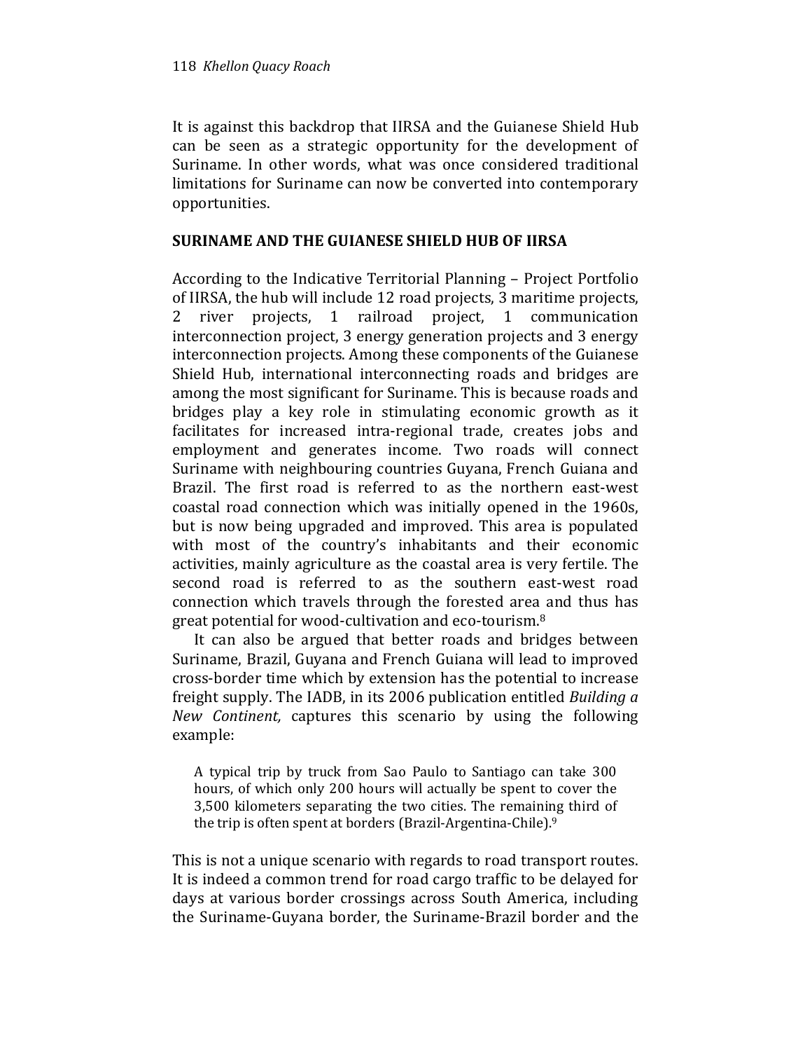It is against this backdrop that IIRSA and the Guianese Shield Hub can be seen as a strategic opportunity for the development of Suriname. In other words, what was once considered traditional limitations for Suriname can now be converted into contemporary opportunities.

## SURINAME AND THE GUIANESE SHIELD HUB OF IIRSA

According to the Indicative Territorial Planning – Project Portfolio of IIRSA, the hub will include 12 road projects, 3 maritime projects, 2 river projects, 1 railroad project, 1 communication interconnection project, 3 energy generation projects and 3 energy interconnection projects. Among these components of the Guianese Shield Hub, international interconnecting roads and bridges are among the most significant for Suriname. This is because roads and bridges play a key role in stimulating economic growth as it facilitates for increased intra-regional trade, creates jobs and employment and generates income. Two roads will connect Suriname with neighbouring countries Guyana, French Guiana and Brazil. The first road is referred to as the northern east-west coastal road connection which was initially opened in the 1960s, but is now being upgraded and improved. This area is populated with most of the country's inhabitants and their economic activities, mainly agriculture as the coastal area is very fertile. The second road is referred to as the southern east-west road connection which travels through the forested area and thus has great potential for wood-cultivation and eco-tourism.[8]

It can also be argued that better roads and bridges between Suriname, Brazil, Guyana and French Guiana will lead to improved cross-border time which by extension has the potential to increase freight supply. The IADB, in its 2006 publication entitled *Building a New Continent,* captures this scenario by using the following example:

> A typical trip by truck from Sao Paulo to Santiago can take 300 hours, of which only 200 hours will actually be spent to cover the 3,500 kilometers separating the two cities. The remaining third of the trip is often spent at borders (Brazil-Argentina-Chile).[9]

This is not a unique scenario with regards to road transport routes. It is indeed a common trend for road cargo traffic to be delayed for days at various border crossings across South America, including the Suriname-Guyana border, the Suriname-Brazil border and the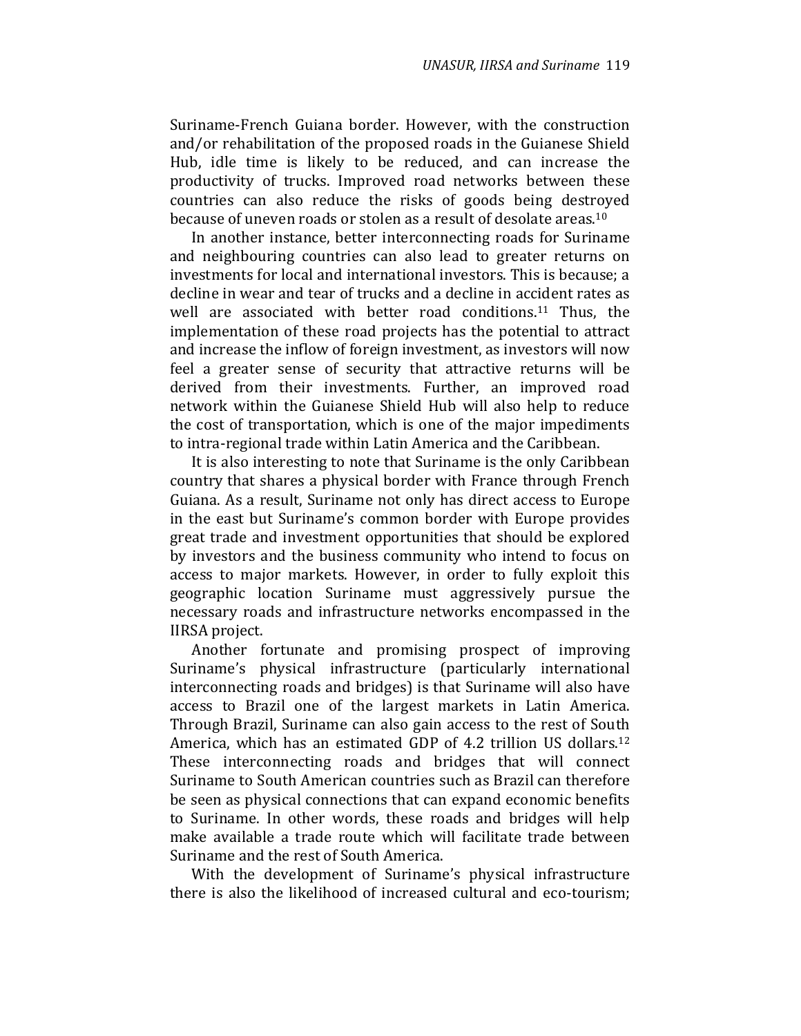Suriname-French Guiana border. However, with the construction and/or rehabilitation of the proposed roads in the Guianese Shield Hub, idle time is likely to be reduced, and can increase the productivity of trucks. Improved road networks between these countries can also reduce the risks of goods being destroyed because of uneven roads or stolen as a result of desolate areas.[10]

In another instance, better interconnecting roads for Suriname and neighbouring countries can also lead to greater returns on investments for local and international investors. This is because; a decline in wear and tear of trucks and a decline in accident rates as well are associated with better road conditions.[11] Thus, the implementation of these road projects has the potential to attract and increase the inflow of foreign investment, as investors will now feel a greater sense of security that attractive returns will be derived from their investments. Further, an improved road network within the Guianese Shield Hub will also help to reduce the cost of transportation, which is one of the major impediments to intra-regional trade within Latin America and the Caribbean.

It is also interesting to note that Suriname is the only Caribbean country that shares a physical border with France through French Guiana. As a result, Suriname not only has direct access to Europe in the east but Suriname's common border with Europe provides great trade and investment opportunities that should be explored by investors and the business community who intend to focus on access to major markets. However, in order to fully exploit this geographic location Suriname must aggressively pursue the necessary roads and infrastructure networks encompassed in the IIRSA project.

Another fortunate and promising prospect of improving Suriname's physical infrastructure (particularly international interconnecting roads and bridges) is that Suriname will also have access to Brazil one of the largest markets in Latin America. Through Brazil, Suriname can also gain access to the rest of South America, which has an estimated GDP of 4.2 trillion US dollars.[12] These interconnecting roads and bridges that will connect Suriname to South American countries such as Brazil can therefore be seen as physical connections that can expand economic benefits to Suriname. In other words, these roads and bridges will help make available a trade route which will facilitate trade between Suriname and the rest of South America.

With the development of Suriname's physical infrastructure there is also the likelihood of increased cultural and eco-tourism;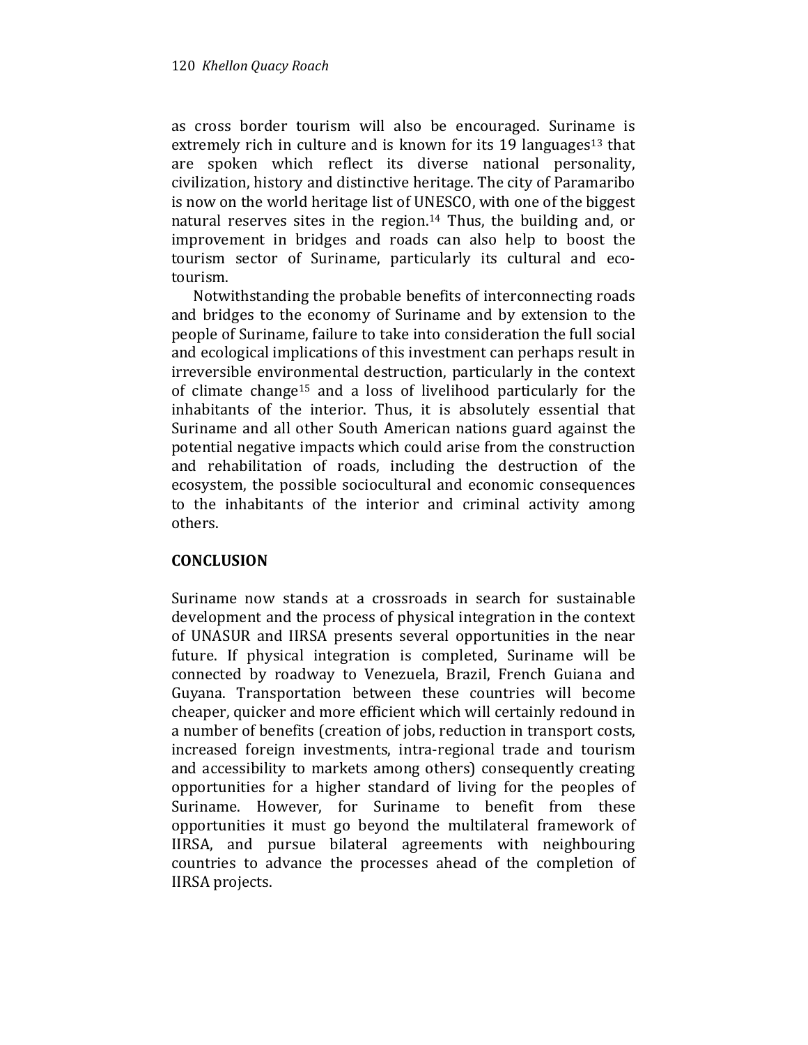as cross border tourism will also be encouraged. Suriname is extremely rich in culture and is known for its 19 languages[13] that are spoken which reflect its diverse national personality, civilization, history and distinctive heritage. The city of Paramaribo is now on the world heritage list of UNESCO, with one of the biggest natural reserves sites in the region.[14] Thus, the building and, or improvement in bridges and roads can also help to boost the tourism sector of Suriname, particularly its cultural and eco-tourism.

Notwithstanding the probable benefits of interconnecting roads and bridges to the economy of Suriname and by extension to the people of Suriname, failure to take into consideration the full social and ecological implications of this investment can perhaps result in irreversible environmental destruction, particularly in the context of climate change[15] and a loss of livelihood particularly for the inhabitants of the interior. Thus, it is absolutely essential that Suriname and all other South American nations guard against the potential negative impacts which could arise from the construction and rehabilitation of roads, including the destruction of the ecosystem, the possible sociocultural and economic consequences to the inhabitants of the interior and criminal activity among others.

## CONCLUSION

Suriname now stands at a crossroads in search for sustainable development and the process of physical integration in the context of UNASUR and IIRSA presents several opportunities in the near future. If physical integration is completed, Suriname will be connected by roadway to Venezuela, Brazil, French Guiana and Guyana. Transportation between these countries will become cheaper, quicker and more efficient which will certainly redound in a number of benefits (creation of jobs, reduction in transport costs, increased foreign investments, intra-regional trade and tourism and accessibility to markets among others) consequently creating opportunities for a higher standard of living for the peoples of Suriname. However, for Suriname to benefit from these opportunities it must go beyond the multilateral framework of IIRSA, and pursue bilateral agreements with neighbouring countries to advance the processes ahead of the completion of IIRSA projects.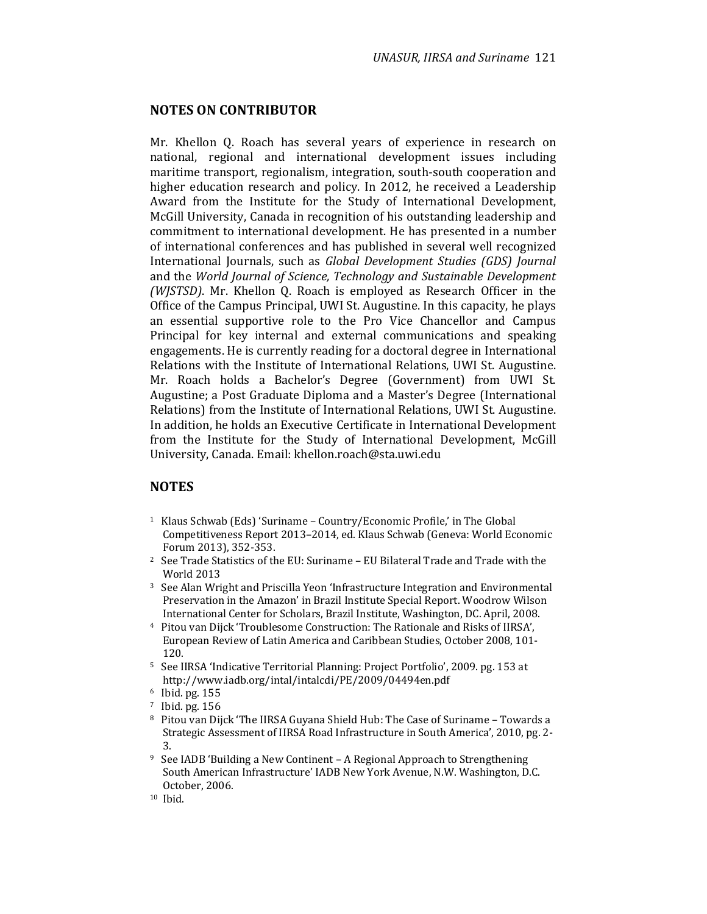## NOTES ON CONTRIBUTOR

Mr. Khellon Q. Roach has several years of experience in research on national, regional and international development issues including maritime transport, regionalism, integration, south-south cooperation and higher education research and policy. In 2012, he received a Leadership Award from the Institute for the Study of International Development, McGill University, Canada in recognition of his outstanding leadership and commitment to international development. He has presented in a number of international conferences and has published in several well recognized International Journals, such as *Global Development Studies (GDS) Journal* and the *World Journal of Science, Technology and Sustainable Development (WJSTSD)*. Mr. Khellon Q. Roach is employed as Research Officer in the Office of the Campus Principal, UWI St. Augustine. In this capacity, he plays an essential supportive role to the Pro Vice Chancellor and Campus Principal for key internal and external communications and speaking engagements. He is currently reading for a doctoral degree in International Relations with the Institute of International Relations, UWI St. Augustine. Mr. Roach holds a Bachelor's Degree (Government) from UWI St. Augustine; a Post Graduate Diploma and a Master's Degree (International Relations) from the Institute of International Relations, UWI St. Augustine. In addition, he holds an Executive Certificate in International Development from the Institute for the Study of International Development, McGill University, Canada. Email: khellon.roach@sta.uwi.edu

## NOTES

1. Klaus Schwab (Eds) 'Suriname – Country/Economic Profile,' in The Global Competitiveness Report 2013–2014, ed. Klaus Schwab (Geneva: World Economic Forum 2013), 352-353.
2. See Trade Statistics of the EU: Suriname – EU Bilateral Trade and Trade with the World 2013
3. See Alan Wright and Priscilla Yeon 'Infrastructure Integration and Environmental Preservation in the Amazon' in Brazil Institute Special Report. Woodrow Wilson International Center for Scholars, Brazil Institute, Washington, DC. April, 2008.
4. Pitou van Dijck 'Troublesome Construction: The Rationale and Risks of IIRSA', European Review of Latin America and Caribbean Studies, October 2008, 101-120.
5. See IIRSA 'Indicative Territorial Planning: Project Portfolio', 2009. pg. 153 at http://www.iadb.org/intal/intalcdi/PE/2009/04494en.pdf
6. Ibid. pg. 155
7. Ibid. pg. 156
8. Pitou van Dijck 'The IIRSA Guyana Shield Hub: The Case of Suriname – Towards a Strategic Assessment of IIRSA Road Infrastructure in South America', 2010, pg. 2-3.
9. See IADB 'Building a New Continent – A Regional Approach to Strengthening South American Infrastructure' IADB New York Avenue, N.W. Washington, D.C. October, 2006.
10. Ibid.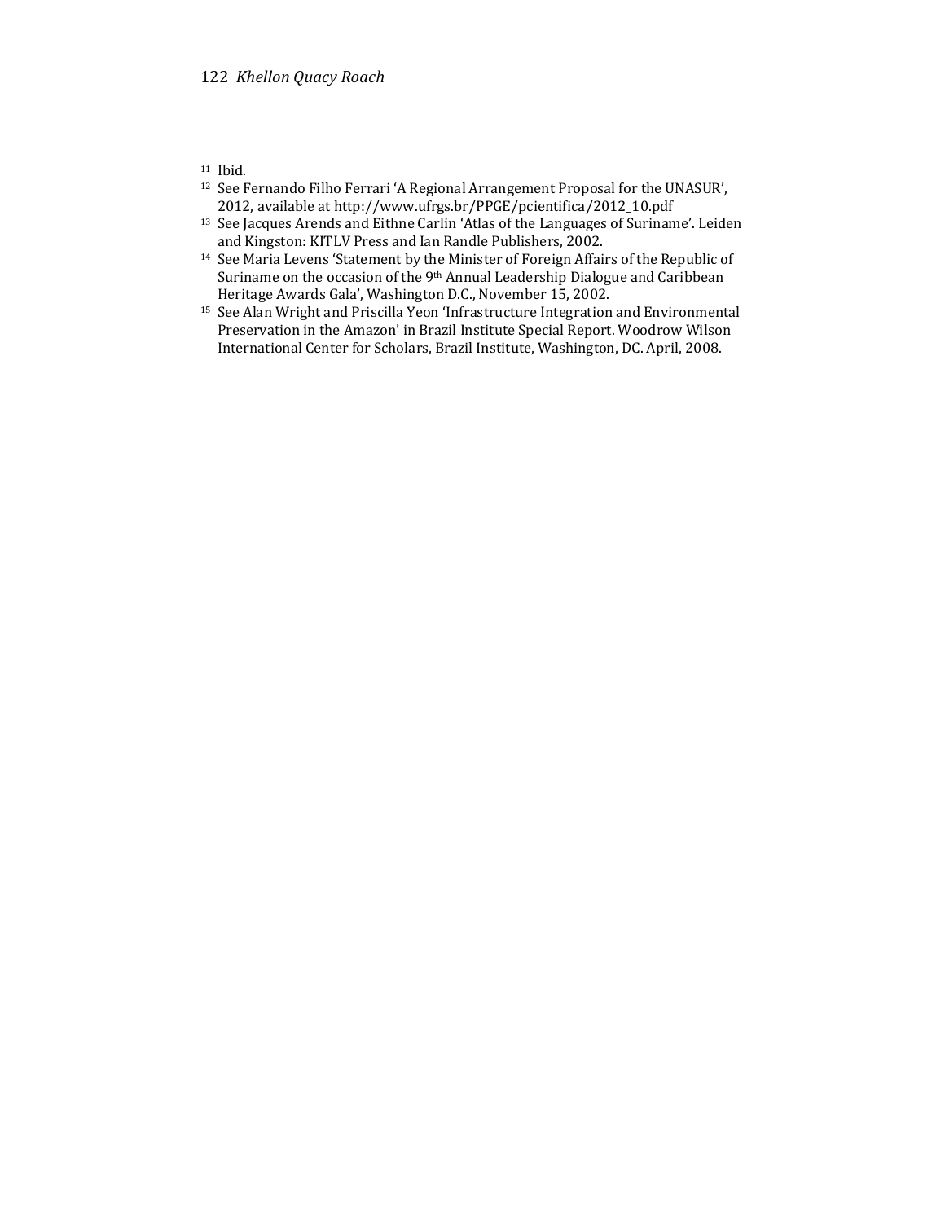[11] Ibid.

[12] See Fernando Filho Ferrari 'A Regional Arrangement Proposal for the UNASUR', 2012, available at http://www.ufrgs.br/PPGE/pcientifica/2012_10.pdf

[13] See Jacques Arends and Eithne Carlin 'Atlas of the Languages of Suriname'. Leiden and Kingston: KITLV Press and Ian Randle Publishers, 2002.

[14] See Maria Levens 'Statement by the Minister of Foreign Affairs of the Republic of Suriname on the occasion of the 9th Annual Leadership Dialogue and Caribbean Heritage Awards Gala', Washington D.C., November 15, 2002.

[15] See Alan Wright and Priscilla Yeon 'Infrastructure Integration and Environmental Preservation in the Amazon' in Brazil Institute Special Report. Woodrow Wilson International Center for Scholars, Brazil Institute, Washington, DC. April, 2008.